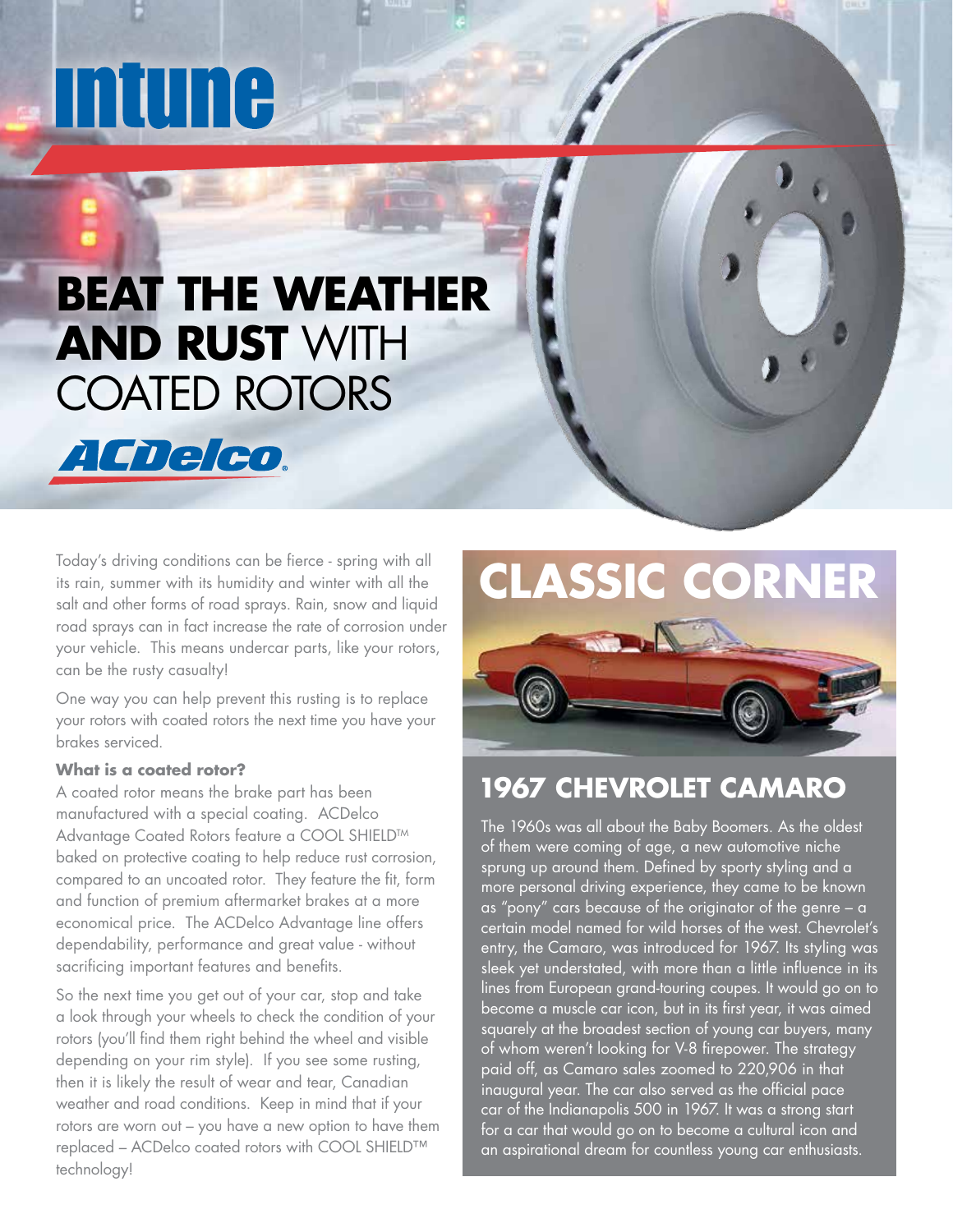# intune

# BEAT THE WEATHER AND RUST WITH COATED ROTORS

ACDelco

Today's driving conditions can be fierce - spring with all its rain, summer with its humidity and winter with all the salt and other forms of road sprays. Rain, snow and liquid road sprays can in fact increase the rate of corrosion under your vehicle. This means undercar parts, like your rotors, can be the rusty casualty!

One way you can help prevent this rusting is to replace your rotors with coated rotors the next time you have your brakes serviced.

**What is a coated rotor?**

A coated rotor means the brake part has been manufactured with a special coating. ACDelco Advantage Coated Rotors feature a COOL SHIELD™ baked on protective coating to help reduce rust corrosion, compared to an uncoated rotor. They feature the fit, form and function of premium aftermarket brakes at a more economical price. The ACDelco Advantage line offers dependability, performance and great value - without sacrificing important features and benefits.

So the next time you get out of your car, stop and take a look through your wheels to check the condition of your rotors (you'll find them right behind the wheel and visible depending on your rim style). If you see some rusting, then it is likely the result of wear and tear, Canadian weather and road conditions. Keep in mind that if your rotors are worn out – you have a new option to have them replaced – ACDelco coated rotors with COOL SHIELD™ technology!

# CLASSIC CORNER

## 1967 CHEVROLET CAMARO

The 1960s was all about the Baby Boomers. As the oldest of them were coming of age, a new automotive niche sprung up around them. Defined by sporty styling and a more personal driving experience, they came to be known as "pony" cars because of the originator of the genre – a certain model named for wild horses of the west. Chevrolet's entry, the Camaro, was introduced for 1967. Its styling was sleek yet understated, with more than a little influence in its lines from European grand-touring coupes. It would go on to become a muscle car icon, but in its first year, it was aimed squarely at the broadest section of young car buyers, many of whom weren't looking for V-8 firepower. The strategy paid off, as Camaro sales zoomed to 220,906 in that inaugural year. The car also served as the official pace car of the Indianapolis 500 in 1967. It was a strong start for a car that would go on to become a cultural icon and an aspirational dream for countless young car enthusiasts.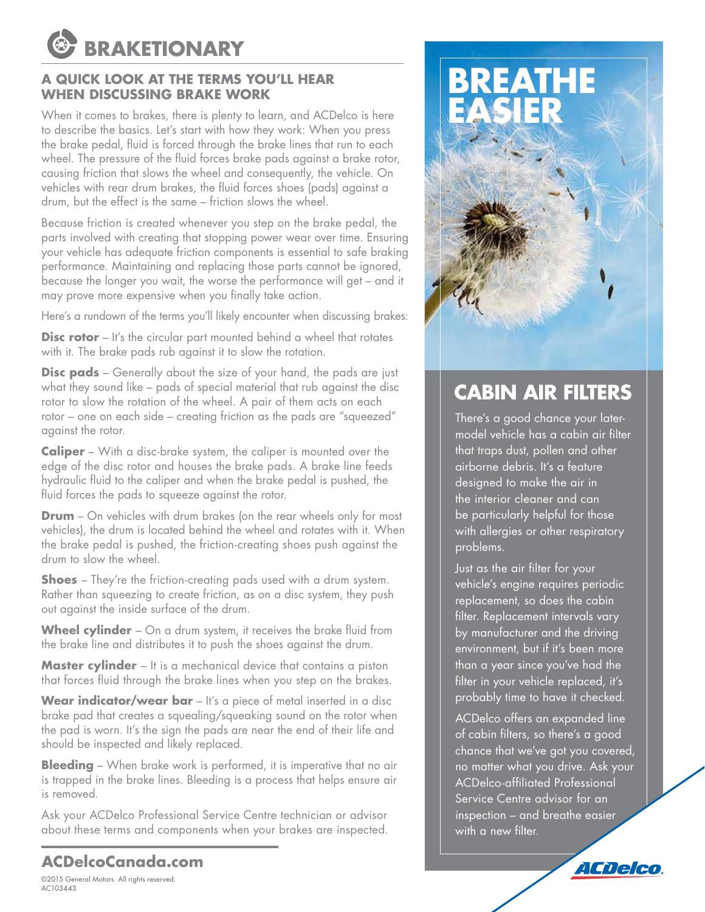# BRAKETIONARY

## A QUICK LOOK AT THE TERMS YOU'LL HEAR WHEN DISCUSSING BRAKE WORK

When it comes to brakes, there is plenty to learn, and ACDelco is here to describe the basics. Let's start with how they work: When you press the brake pedal, fluid is forced through the brake lines that run to each wheel. The pressure of the fluid forces brake pads against a brake rotor, causing friction that slows the wheel and consequently, the vehicle. On vehicles with rear drum brakes, the fluid forces shoes (pads) against a drum, but the effect is the same – friction slows the wheel.

Because friction is created whenever you step on the brake pedal, the parts involved with creating that stopping power wear over time. Ensuring your vehicle has adequate friction components is essential to safe braking performance. Maintaining and replacing those parts cannot be ignored, because the longer you wait, the worse the performance will get – and it may prove more expensive when you finally take action.

Here's a rundown of the terms you'll likely encounter when discussing brakes:

**Disc rotor** – It's the circular part mounted behind a wheel that rotates with it. The brake pads rub against it to slow the rotation.

**Disc pads** – Generally about the size of your hand, the pads are just what they sound like – pads of special material that rub against the disc rotor to slow the rotation of the wheel. A pair of them acts on each rotor – one on each side – creating friction as the pads are "squeezed" against the rotor.

**Caliper** – With a disc-brake system, the caliper is mounted over the edge of the disc rotor and houses the brake pads. A brake line feeds hydraulic fluid to the caliper and when the brake pedal is pushed, the fluid forces the pads to squeeze against the rotor.

**Drum** – On vehicles with drum brakes (on the rear wheels only for most vehicles), the drum is located behind the wheel and rotates with it. When the brake pedal is pushed, the friction-creating shoes push against the drum to slow the wheel.

**Shoes** – They're the friction-creating pads used with a drum system. Rather than squeezing to create friction, as on a disc system, they push out against the inside surface of the drum.

**Wheel cylinder** – On a drum system, it receives the brake fluid from the brake line and distributes it to push the shoes against the drum.

**Master cylinder** – It is a mechanical device that contains a piston that forces fluid through the brake lines when you step on the brakes.

**Wear indicator/wear bar** – It's a piece of metal inserted in a disc brake pad that creates a squealing/squeaking sound on the rotor when the pad is worn. It's the sign the pads are near the end of their life and should be inspected and likely replaced.

**Bleeding** – When brake work is performed, it is imperative that no air is trapped in the brake lines. Bleeding is a process that helps ensure air is removed.

Ask your ACDelco Professional Service Centre technician or advisor about these terms and components when your brakes are inspected.

**ACDelcoCanada.com**

©2015 General Motors. All rights reserved.
AC103443

# BREATHE EASIER

## CABIN AIR FILTERS

There's a good chance your later-model vehicle has a cabin air filter that traps dust, pollen and other airborne debris. It's a feature designed to make the air in the interior cleaner and can be particularly helpful for those with allergies or other respiratory problems.

Just as the air filter for your vehicle's engine requires periodic replacement, so does the cabin filter. Replacement intervals vary by manufacturer and the driving environment, but if it's been more than a year since you've had the filter in your vehicle replaced, it's probably time to have it checked.

ACDelco offers an expanded line of cabin filters, so there's a good chance that we've got you covered, no matter what you drive. Ask your ACDelco-affiliated Professional Service Centre advisor for an inspection – and breathe easier with a new filter.

ACDelco